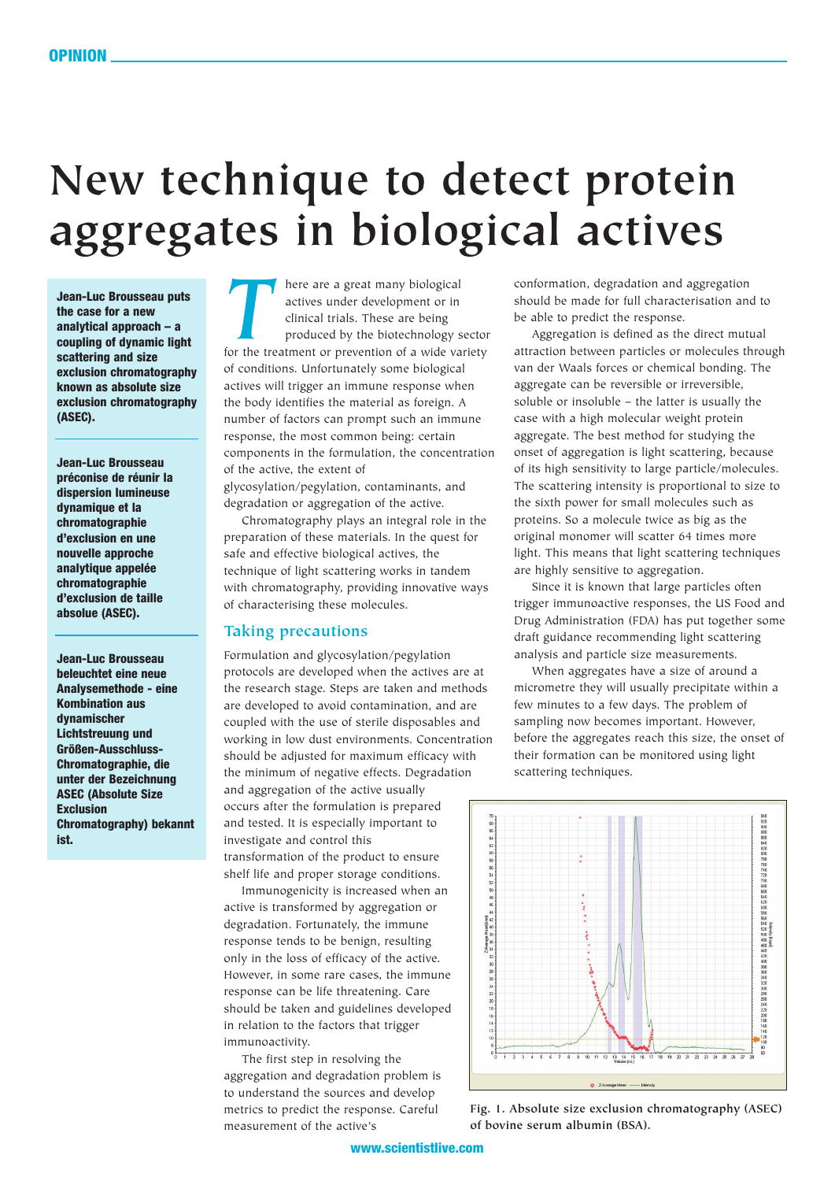# New technique to detect protein aggregates in biological actives

**Jean-Luc Brousseau puts the case for a new analytical approach – a coupling of dynamic light scattering and size exclusion chromatography known as absolute size exclusion chromatography (ASEC).**

**Jean-Luc Brousseau préconise de réunir la dispersion lumineuse dynamique et la chromatographie d'exclusion en une nouvelle approche analytique appelée chromatographie d'exclusion de taille absolue (ASEC).**

**Jean-Luc Brousseau beleuchtet eine neue Analysemethode - eine Kombination aus dynamischer Lichtstreuung und Größen-Ausschluss-Chromatographie, die unter der Bezeichnung ASEC (Absolute Size Exclusion Chromatography) bekannt ist.**

There are a great many biological actives under development or in clinical trials. These are being produced by the biotechnology sector for the treatment or prevention of a wide variety of conditions. Unfortunately some biological actives will trigger an immune response when the body identifies the material as foreign. A number of factors can prompt such an immune response, the most common being: certain components in the formulation, the concentration of the active, the extent of glycosylation/pegylation, contaminants, and degradation or aggregation of the active.

Chromatography plays an integral role in the preparation of these materials. In the quest for safe and effective biological actives, the technique of light scattering works in tandem with chromatography, providing innovative ways of characterising these molecules.

## Taking precautions

Formulation and glycosylation/pegylation protocols are developed when the actives are at the research stage. Steps are taken and methods are developed to avoid contamination, and are coupled with the use of sterile disposables and working in low dust environments. Concentration should be adjusted for maximum efficacy with the minimum of negative effects. Degradation and aggregation of the active usually occurs after the formulation is prepared and tested. It is especially important to investigate and control this transformation of the product to ensure shelf life and proper storage conditions.

Immunogenicity is increased when an active is transformed by aggregation or degradation. Fortunately, the immune response tends to be benign, resulting only in the loss of efficacy of the active. However, in some rare cases, the immune response can be life threatening. Care should be taken and guidelines developed in relation to the factors that trigger immunoactivity.

The first step in resolving the aggregation and degradation problem is to understand the sources and develop metrics to predict the response. Careful measurement of the active's conformation, degradation and aggregation should be made for full characterisation and to be able to predict the response.

Aggregation is defined as the direct mutual attraction between particles or molecules through van der Waals forces or chemical bonding. The aggregate can be reversible or irreversible, soluble or insoluble – the latter is usually the case with a high molecular weight protein aggregate. The best method for studying the onset of aggregation is light scattering, because of its high sensitivity to large particle/molecules. The scattering intensity is proportional to size to the sixth power for small molecules such as proteins. So a molecule twice as big as the original monomer will scatter 64 times more light. This means that light scattering techniques are highly sensitive to aggregation.

Since it is known that large particles often trigger immunoactive responses, the US Food and Drug Administration (FDA) has put together some draft guidance recommending light scattering analysis and particle size measurements.

When aggregates have a size of around a micrometre they will usually precipitate within a few minutes to a few days. The problem of sampling now becomes important. However, before the aggregates reach this size, the onset of their formation can be monitored using light scattering techniques.

Fig. 1. Absolute size exclusion chromatography (ASEC) of bovine serum albumin (BSA).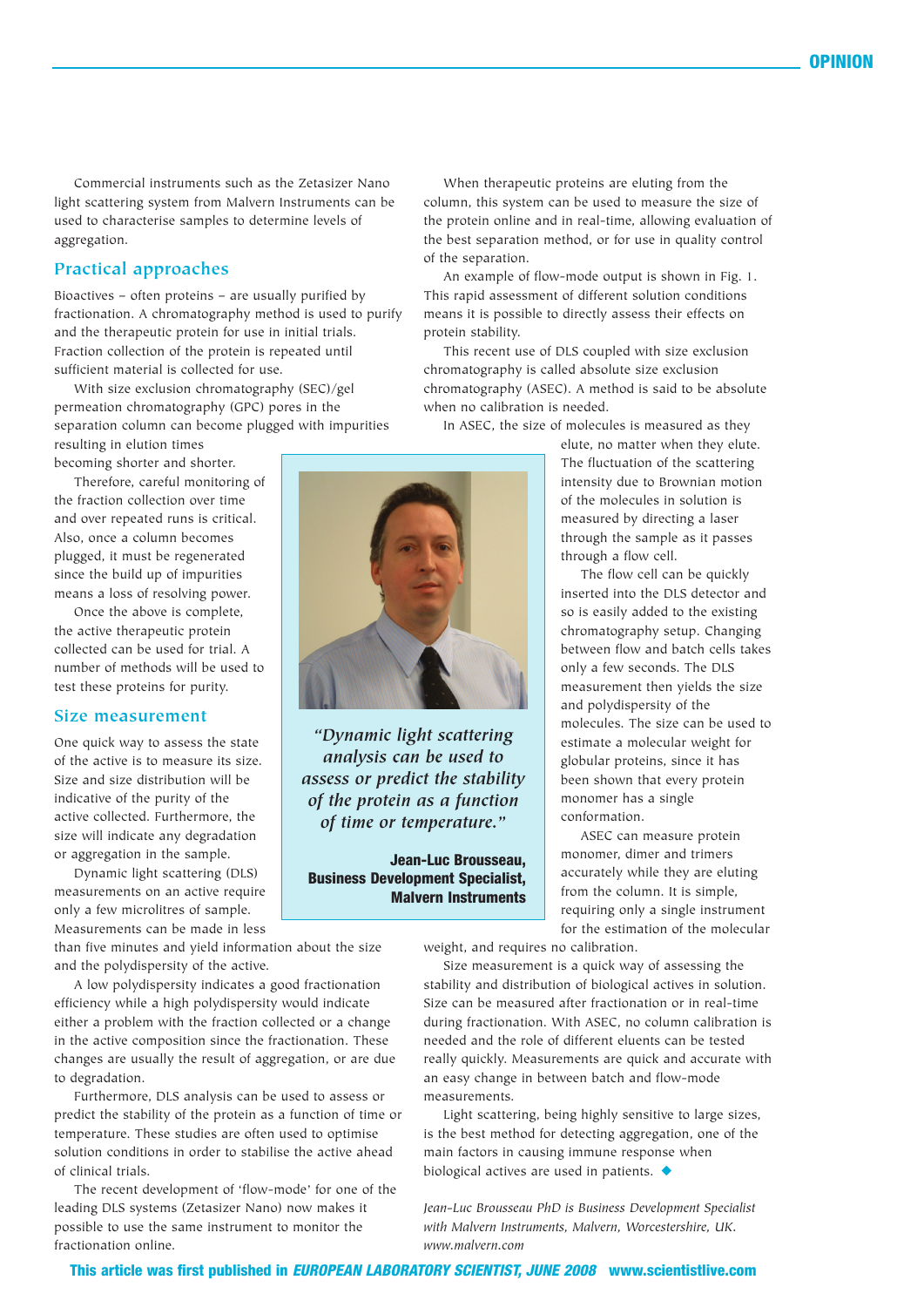Commercial instruments such as the Zetasizer Nano light scattering system from Malvern Instruments can be used to characterise samples to determine levels of aggregation.

## Practical approaches

Bioactives – often proteins – are usually purified by fractionation. A chromatography method is used to purify and the therapeutic protein for use in initial trials. Fraction collection of the protein is repeated until sufficient material is collected for use.

With size exclusion chromatography (SEC)/gel permeation chromatography (GPC) pores in the separation column can become plugged with impurities resulting in elution times becoming shorter and shorter.

Therefore, careful monitoring of the fraction collection over time and over repeated runs is critical. Also, once a column becomes plugged, it must be regenerated since the build up of impurities means a loss of resolving power.

Once the above is complete, the active therapeutic protein collected can be used for trial. A number of methods will be used to test these proteins for purity.

## Size measurement

One quick way to assess the state of the active is to measure its size. Size and size distribution will be indicative of the purity of the active collected. Furthermore, the size will indicate any degradation or aggregation in the sample.

Dynamic light scattering (DLS) measurements on an active require only a few microlitres of sample. Measurements can be made in less than five minutes and yield information about the size and the polydispersity of the active.

A low polydispersity indicates a good fractionation efficiency while a high polydispersity would indicate either a problem with the fraction collected or a change in the active composition since the fractionation. These changes are usually the result of aggregation, or are due to degradation.

Furthermore, DLS analysis can be used to assess or predict the stability of the protein as a function of time or temperature. These studies are often used to optimise solution conditions in order to stabilise the active ahead of clinical trials.

The recent development of 'flow-mode' for one of the leading DLS systems (Zetasizer Nano) now makes it possible to use the same instrument to monitor the fractionation online.

When therapeutic proteins are eluting from the column, this system can be used to measure the size of the protein online and in real-time, allowing evaluation of the best separation method, or for use in quality control of the separation.

An example of flow-mode output is shown in Fig. 1. This rapid assessment of different solution conditions means it is possible to directly assess their effects on protein stability.

This recent use of DLS coupled with size exclusion chromatography is called absolute size exclusion chromatography (ASEC). A method is said to be absolute when no calibration is needed.

In ASEC, the size of molecules is measured as they elute, no matter when they elute. The fluctuation of the scattering intensity due to Brownian motion of the molecules in solution is measured by directing a laser through the sample as it passes through a flow cell.

The flow cell can be quickly inserted into the DLS detector and so is easily added to the existing chromatography setup. Changing between flow and batch cells takes only a few seconds. The DLS measurement then yields the size and polydispersity of the molecules. The size can be used to estimate a molecular weight for globular proteins, since it has been shown that every protein monomer has a single conformation.

ASEC can measure protein monomer, dimer and trimers accurately while they are eluting from the column. It is simple, requiring only a single instrument for the estimation of the molecular weight, and requires no calibration.

> *"Dynamic light scattering analysis can be used to assess or predict the stability of the protein as a function of time or temperature."*
>
> **Jean-Luc Brousseau, Business Development Specialist, Malvern Instruments**

Size measurement is a quick way of assessing the stability and distribution of biological actives in solution. Size can be measured after fractionation or in real-time during fractionation. With ASEC, no column calibration is needed and the role of different eluents can be tested really quickly. Measurements are quick and accurate with an easy change in between batch and flow-mode measurements.

Light scattering, being highly sensitive to large sizes, is the best method for detecting aggregation, one of the main factors in causing immune response when biological actives are used in patients. ◆

*Jean-Luc Brousseau PhD is Business Development Specialist with Malvern Instruments, Malvern, Worcestershire, UK. www.malvern.com*

**This article was first published in *EUROPEAN LABORATORY SCIENTIST, JUNE 2008* www.scientistlive.com**